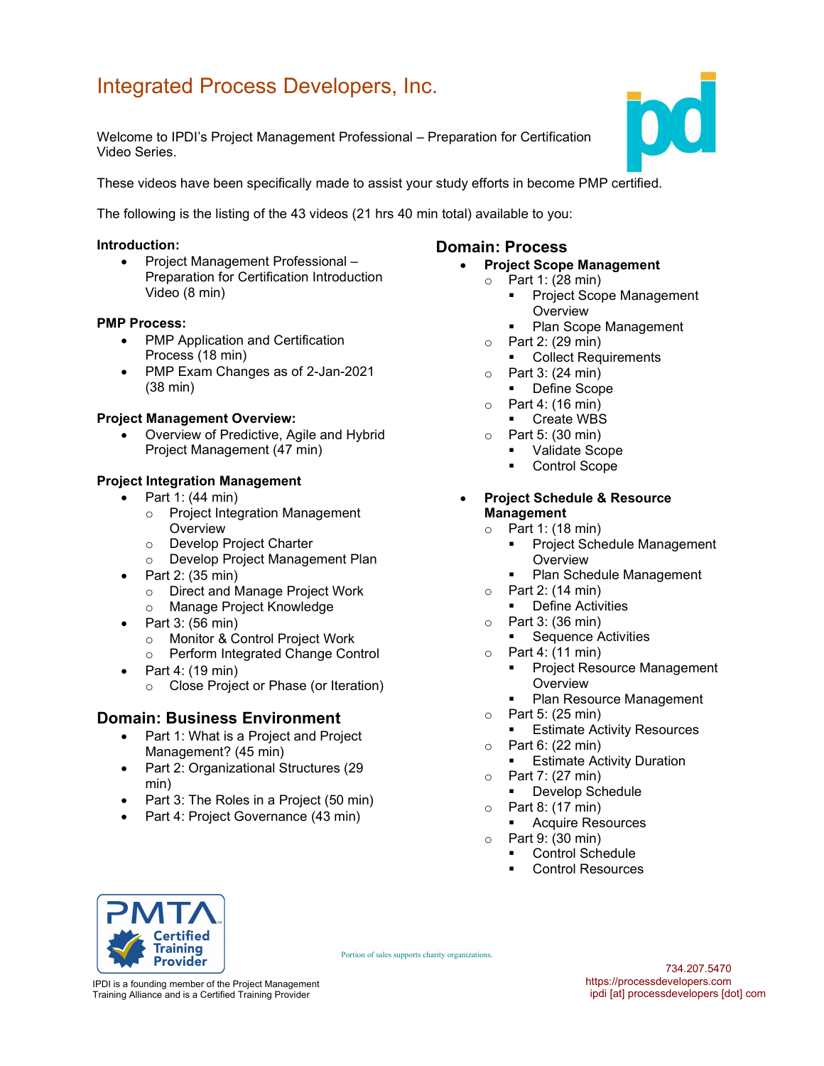# Integrated Process Developers, Inc.

Welcome to IPDI's Project Management Professional – Preparation for Certification Video Series.

These videos have been specifically made to assist your study efforts in become PMP certified.

The following is the listing of the 43 videos (21 hrs 40 min total) available to you:

**Introduction:**

- Project Management Professional – Preparation for Certification Introduction Video (8 min)

**PMP Process:**

- PMP Application and Certification Process (18 min)
- PMP Exam Changes as of 2-Jan-2021 (38 min)

**Project Management Overview:**

- Overview of Predictive, Agile and Hybrid Project Management (47 min)

**Project Integration Management**

- Part 1: (44 min)
  - Project Integration Management Overview
  - Develop Project Charter
  - Develop Project Management Plan
- Part 2: (35 min)
  - Direct and Manage Project Work
  - Manage Project Knowledge
- Part 3: (56 min)
  - Monitor & Control Project Work
  - Perform Integrated Change Control
- Part 4: (19 min)
  - Close Project or Phase (or Iteration)

## Domain: Business Environment

- Part 1: What is a Project and Project Management? (45 min)
- Part 2: Organizational Structures (29 min)
- Part 3: The Roles in a Project (50 min)
- Part 4: Project Governance (43 min)

## Domain: Process

- **Project Scope Management**
  - Part 1: (28 min)
    - Project Scope Management Overview
    - Plan Scope Management
  - Part 2: (29 min)
    - Collect Requirements
  - Part 3: (24 min)
    - Define Scope
  - Part 4: (16 min)
    - Create WBS
  - Part 5: (30 min)
    - Validate Scope
    - Control Scope

- **Project Schedule & Resource Management**
  - Part 1: (18 min)
    - Project Schedule Management Overview
    - Plan Schedule Management
  - Part 2: (14 min)
    - Define Activities
  - Part 3: (36 min)
    - Sequence Activities
  - Part 4: (11 min)
    - Project Resource Management Overview
    - Plan Resource Management
  - Part 5: (25 min)
    - Estimate Activity Resources
  - Part 6: (22 min)
    - Estimate Activity Duration
  - Part 7: (27 min)
    - Develop Schedule
  - Part 8: (17 min)
    - Acquire Resources
  - Part 9: (30 min)
    - Control Schedule
    - Control Resources

PMTA Certified Training Provider

IPDI is a founding member of the Project Management Training Alliance and is a Certified Training Provider

Portion of sales supports charity organizations.

734.207.5470
https://processdevelopers.com
ipdi [at] processdevelopers [dot] com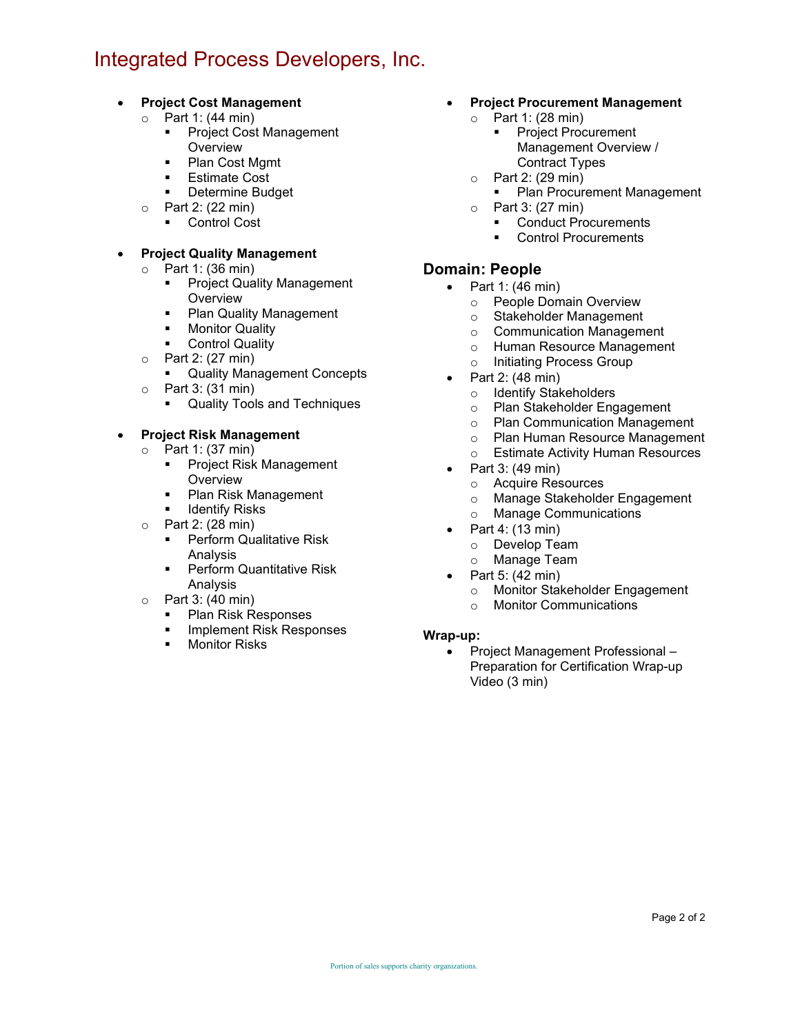# Integrated Process Developers, Inc.

- **Project Cost Management**
  - Part 1: (44 min)
    - Project Cost Management Overview
    - Plan Cost Mgmt
    - Estimate Cost
    - Determine Budget
  - Part 2: (22 min)
    - Control Cost

- **Project Quality Management**
  - Part 1: (36 min)
    - Project Quality Management Overview
    - Plan Quality Management
    - Monitor Quality
    - Control Quality
  - Part 2: (27 min)
    - Quality Management Concepts
  - Part 3: (31 min)
    - Quality Tools and Techniques

- **Project Risk Management**
  - Part 1: (37 min)
    - Project Risk Management Overview
    - Plan Risk Management
    - Identify Risks
  - Part 2: (28 min)
    - Perform Qualitative Risk Analysis
    - Perform Quantitative Risk Analysis
  - Part 3: (40 min)
    - Plan Risk Responses
    - Implement Risk Responses
    - Monitor Risks

- **Project Procurement Management**
  - Part 1: (28 min)
    - Project Procurement Management Overview / Contract Types
  - Part 2: (29 min)
    - Plan Procurement Management
  - Part 3: (27 min)
    - Conduct Procurements
    - Control Procurements

## Domain: People

- Part 1: (46 min)
  - People Domain Overview
  - Stakeholder Management
  - Communication Management
  - Human Resource Management
  - Initiating Process Group
- Part 2: (48 min)
  - Identify Stakeholders
  - Plan Stakeholder Engagement
  - Plan Communication Management
  - Plan Human Resource Management
  - Estimate Activity Human Resources
- Part 3: (49 min)
  - Acquire Resources
  - Manage Stakeholder Engagement
  - Manage Communications
- Part 4: (13 min)
  - Develop Team
  - Manage Team
- Part 5: (42 min)
  - Monitor Stakeholder Engagement
  - Monitor Communications

**Wrap-up:**

- Project Management Professional – Preparation for Certification Wrap-up Video (3 min)

Portion of sales supports charity organizations.